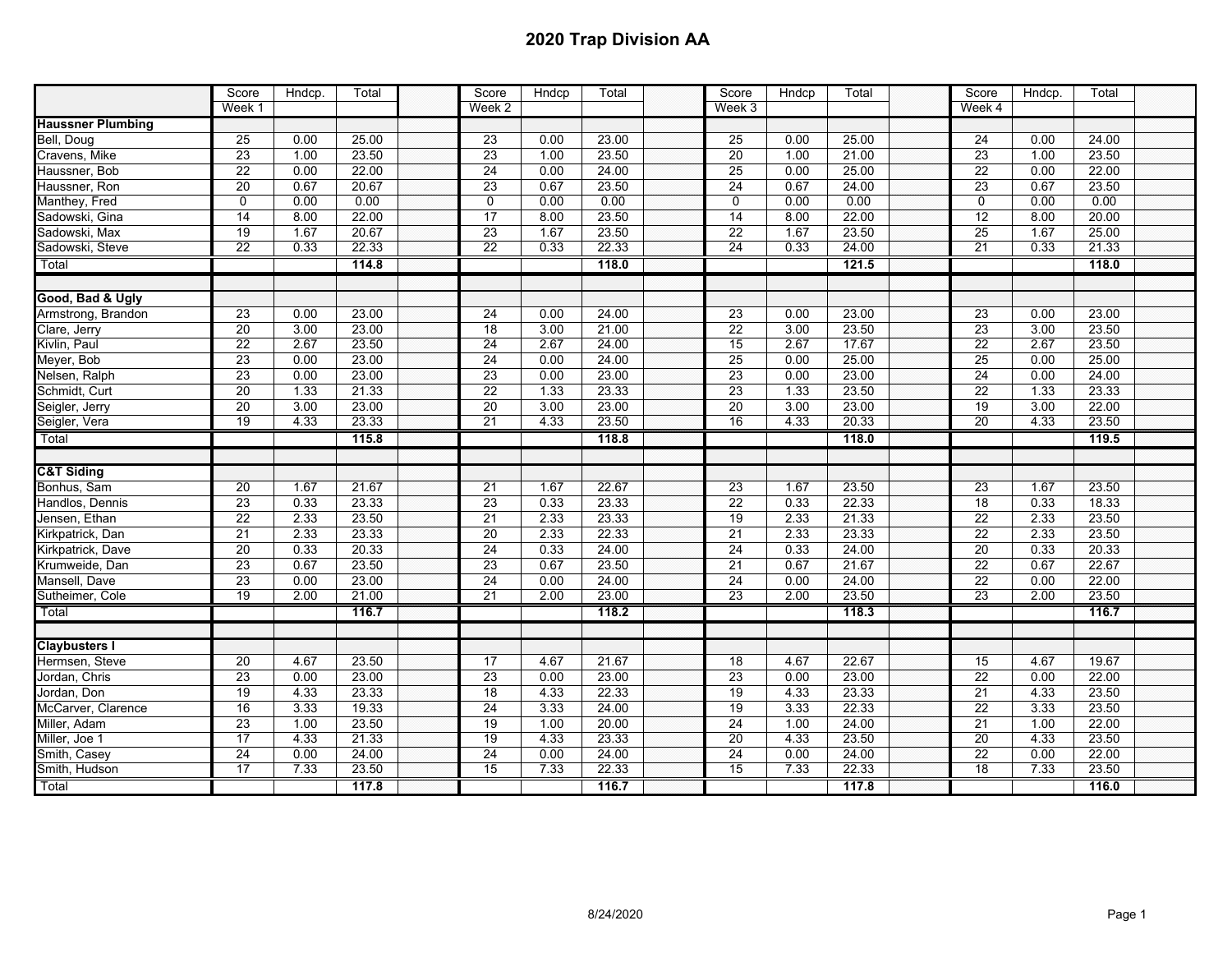# 2020 Trap Division AA

| | Score Week 1 | Hndcp. | Total | | Score Week 2 | Hndcp | Total | | Score Week 3 | Hndcp | Total | | Score Week 4 | Hndcp. | Total | |
|---|---|---|---|---|---|---|---|---|---|---|---|---|---|---|---|---|
| **Haussner Plumbing** | | | | | | | | | | | | | | | | |
| Bell, Doug | 25 | 0.00 | 25.00 | | 23 | 0.00 | 23.00 | | 25 | 0.00 | 25.00 | | 24 | 0.00 | 24.00 | |
| Cravens, Mike | 23 | 1.00 | 23.50 | | 23 | 1.00 | 23.50 | | 20 | 1.00 | 21.00 | | 23 | 1.00 | 23.50 | |
| Haussner, Bob | 22 | 0.00 | 22.00 | | 24 | 0.00 | 24.00 | | 25 | 0.00 | 25.00 | | 22 | 0.00 | 22.00 | |
| Haussner, Ron | 20 | 0.67 | 20.67 | | 23 | 0.67 | 23.50 | | 24 | 0.67 | 24.00 | | 23 | 0.67 | 23.50 | |
| Manthey, Fred | 0 | 0.00 | 0.00 | | 0 | 0.00 | 0.00 | | 0 | 0.00 | 0.00 | | 0 | 0.00 | 0.00 | |
| Sadowski, Gina | 14 | 8.00 | 22.00 | | 17 | 8.00 | 23.50 | | 14 | 8.00 | 22.00 | | 12 | 8.00 | 20.00 | |
| Sadowski, Max | 19 | 1.67 | 20.67 | | 23 | 1.67 | 23.50 | | 22 | 1.67 | 23.50 | | 25 | 1.67 | 25.00 | |
| Sadowski, Steve | 22 | 0.33 | 22.33 | | 22 | 0.33 | 22.33 | | 24 | 0.33 | 24.00 | | 21 | 0.33 | 21.33 | |
| Total | | | **114.8** | | | | **118.0** | | | | **121.5** | | | | **118.0** | |
| | | | | | | | | | | | | | | | | |
| **Good, Bad & Ugly** | | | | | | | | | | | | | | | | |
| Armstrong, Brandon | 23 | 0.00 | 23.00 | | 24 | 0.00 | 24.00 | | 23 | 0.00 | 23.00 | | 23 | 0.00 | 23.00 | |
| Clare, Jerry | 20 | 3.00 | 23.00 | | 18 | 3.00 | 21.00 | | 22 | 3.00 | 23.50 | | 23 | 3.00 | 23.50 | |
| Kivlin, Paul | 22 | 2.67 | 23.50 | | 24 | 2.67 | 24.00 | | 15 | 2.67 | 17.67 | | 22 | 2.67 | 23.50 | |
| Meyer, Bob | 23 | 0.00 | 23.00 | | 24 | 0.00 | 24.00 | | 25 | 0.00 | 25.00 | | 25 | 0.00 | 25.00 | |
| Nelsen, Ralph | 23 | 0.00 | 23.00 | | 23 | 0.00 | 23.00 | | 23 | 0.00 | 23.00 | | 24 | 0.00 | 24.00 | |
| Schmidt, Curt | 20 | 1.33 | 21.33 | | 22 | 1.33 | 23.33 | | 23 | 1.33 | 23.50 | | 22 | 1.33 | 23.33 | |
| Seigler, Jerry | 20 | 3.00 | 23.00 | | 20 | 3.00 | 23.00 | | 20 | 3.00 | 23.00 | | 19 | 3.00 | 22.00 | |
| Seigler, Vera | 19 | 4.33 | 23.33 | | 21 | 4.33 | 23.50 | | 16 | 4.33 | 20.33 | | 20 | 4.33 | 23.50 | |
| Total | | | **115.8** | | | | **118.8** | | | | **118.0** | | | | **119.5** | |
| | | | | | | | | | | | | | | | | |
| **C&T Siding** | | | | | | | | | | | | | | | | |
| Bonhus, Sam | 20 | 1.67 | 21.67 | | 21 | 1.67 | 22.67 | | 23 | 1.67 | 23.50 | | 23 | 1.67 | 23.50 | |
| Handlos, Dennis | 23 | 0.33 | 23.33 | | 23 | 0.33 | 23.33 | | 22 | 0.33 | 22.33 | | 18 | 0.33 | 18.33 | |
| Jensen, Ethan | 22 | 2.33 | 23.50 | | 21 | 2.33 | 23.33 | | 19 | 2.33 | 21.33 | | 22 | 2.33 | 23.50 | |
| Kirkpatrick, Dan | 21 | 2.33 | 23.33 | | 20 | 2.33 | 22.33 | | 21 | 2.33 | 23.33 | | 22 | 2.33 | 23.50 | |
| Kirkpatrick, Dave | 20 | 0.33 | 20.33 | | 24 | 0.33 | 24.00 | | 24 | 0.33 | 24.00 | | 20 | 0.33 | 20.33 | |
| Krumweide, Dan | 23 | 0.67 | 23.50 | | 23 | 0.67 | 23.50 | | 21 | 0.67 | 21.67 | | 22 | 0.67 | 22.67 | |
| Mansell, Dave | 23 | 0.00 | 23.00 | | 24 | 0.00 | 24.00 | | 24 | 0.00 | 24.00 | | 22 | 0.00 | 22.00 | |
| Sutheimer, Cole | 19 | 2.00 | 21.00 | | 21 | 2.00 | 23.00 | | 23 | 2.00 | 23.50 | | 23 | 2.00 | 23.50 | |
| Total | | | **116.7** | | | | **118.2** | | | | **118.3** | | | | **116.7** | |
| | | | | | | | | | | | | | | | | |
| **Claybusters I** | | | | | | | | | | | | | | | | |
| Hermsen, Steve | 20 | 4.67 | 23.50 | | 17 | 4.67 | 21.67 | | 18 | 4.67 | 22.67 | | 15 | 4.67 | 19.67 | |
| Jordan, Chris | 23 | 0.00 | 23.00 | | 23 | 0.00 | 23.00 | | 23 | 0.00 | 23.00 | | 22 | 0.00 | 22.00 | |
| Jordan, Don | 19 | 4.33 | 23.33 | | 18 | 4.33 | 22.33 | | 19 | 4.33 | 23.33 | | 21 | 4.33 | 23.50 | |
| McCarver, Clarence | 16 | 3.33 | 19.33 | | 24 | 3.33 | 24.00 | | 19 | 3.33 | 22.33 | | 22 | 3.33 | 23.50 | |
| Miller, Adam | 23 | 1.00 | 23.50 | | 19 | 1.00 | 20.00 | | 24 | 1.00 | 24.00 | | 21 | 1.00 | 22.00 | |
| Miller, Joe 1 | 17 | 4.33 | 21.33 | | 19 | 4.33 | 23.33 | | 20 | 4.33 | 23.50 | | 20 | 4.33 | 23.50 | |
| Smith, Casey | 24 | 0.00 | 24.00 | | 24 | 0.00 | 24.00 | | 24 | 0.00 | 24.00 | | 22 | 0.00 | 22.00 | |
| Smith, Hudson | 17 | 7.33 | 23.50 | | 15 | 7.33 | 22.33 | | 15 | 7.33 | 22.33 | | 18 | 7.33 | 23.50 | |
| Total | | | **117.8** | | | | **116.7** | | | | **117.8** | | | | **116.0** | |

8/24/2020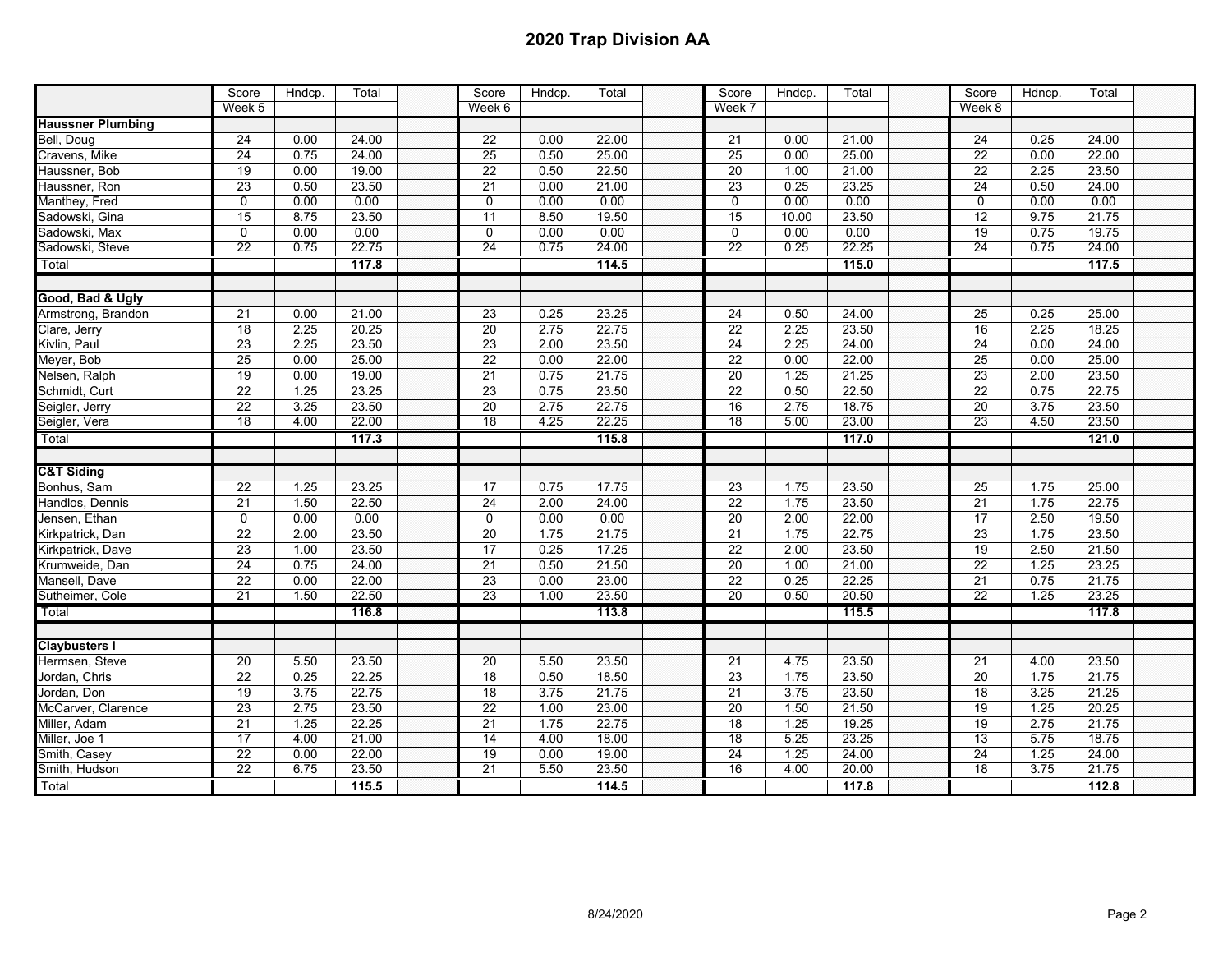# 2020 Trap Division AA

| | Score | Hndcp. | Total | | Score | Hndcp. | Total | | Score | Hndcp. | Total | | Score | Hdncp. | Total | |
|---|---|---|---|---|---|---|---|---|---|---|---|---|---|---|---|---|
| | Week 5 | | | | Week 6 | | | | Week 7 | | | | Week 8 | | | |
| **Haussner Plumbing** | | | | | | | | | | | | | | | | |
| Bell, Doug | 24 | 0.00 | 24.00 | | 22 | 0.00 | 22.00 | | 21 | 0.00 | 21.00 | | 24 | 0.25 | 24.00 | |
| Cravens, Mike | 24 | 0.75 | 24.00 | | 25 | 0.50 | 25.00 | | 25 | 0.00 | 25.00 | | 22 | 0.00 | 22.00 | |
| Haussner, Bob | 19 | 0.00 | 19.00 | | 22 | 0.50 | 22.50 | | 20 | 1.00 | 21.00 | | 22 | 2.25 | 23.50 | |
| Haussner, Ron | 23 | 0.50 | 23.50 | | 21 | 0.00 | 21.00 | | 23 | 0.25 | 23.25 | | 24 | 0.50 | 24.00 | |
| Manthey, Fred | 0 | 0.00 | 0.00 | | 0 | 0.00 | 0.00 | | 0 | 0.00 | 0.00 | | 0 | 0.00 | 0.00 | |
| Sadowski, Gina | 15 | 8.75 | 23.50 | | 11 | 8.50 | 19.50 | | 15 | 10.00 | 23.50 | | 12 | 9.75 | 21.75 | |
| Sadowski, Max | 0 | 0.00 | 0.00 | | 0 | 0.00 | 0.00 | | 0 | 0.00 | 0.00 | | 19 | 0.75 | 19.75 | |
| Sadowski, Steve | 22 | 0.75 | 22.75 | | 24 | 0.75 | 24.00 | | 22 | 0.25 | 22.25 | | 24 | 0.75 | 24.00 | |
| Total | | | **117.8** | | | | **114.5** | | | | **115.0** | | | | **117.5** | |
| | | | | | | | | | | | | | | | | |
| **Good, Bad & Ugly** | | | | | | | | | | | | | | | | |
| Armstrong, Brandon | 21 | 0.00 | 21.00 | | 23 | 0.25 | 23.25 | | 24 | 0.50 | 24.00 | | 25 | 0.25 | 25.00 | |
| Clare, Jerry | 18 | 2.25 | 20.25 | | 20 | 2.75 | 22.75 | | 22 | 2.25 | 23.50 | | 16 | 2.25 | 18.25 | |
| Kivlin, Paul | 23 | 2.25 | 23.50 | | 23 | 2.00 | 23.50 | | 24 | 2.25 | 24.00 | | 24 | 0.00 | 24.00 | |
| Meyer, Bob | 25 | 0.00 | 25.00 | | 22 | 0.00 | 22.00 | | 22 | 0.00 | 22.00 | | 25 | 0.00 | 25.00 | |
| Nelsen, Ralph | 19 | 0.00 | 19.00 | | 21 | 0.75 | 21.75 | | 20 | 1.25 | 21.25 | | 23 | 2.00 | 23.50 | |
| Schmidt, Curt | 22 | 1.25 | 23.25 | | 23 | 0.75 | 23.50 | | 22 | 0.50 | 22.50 | | 22 | 0.75 | 22.75 | |
| Seigler, Jerry | 22 | 3.25 | 23.50 | | 20 | 2.75 | 22.75 | | 16 | 2.75 | 18.75 | | 20 | 3.75 | 23.50 | |
| Seigler, Vera | 18 | 4.00 | 22.00 | | 18 | 4.25 | 22.25 | | 18 | 5.00 | 23.00 | | 23 | 4.50 | 23.50 | |
| Total | | | **117.3** | | | | **115.8** | | | | **117.0** | | | | **121.0** | |
| | | | | | | | | | | | | | | | | |
| **C&T Siding** | | | | | | | | | | | | | | | | |
| Bonhus, Sam | 22 | 1.25 | 23.25 | | 17 | 0.75 | 17.75 | | 23 | 1.75 | 23.50 | | 25 | 1.75 | 25.00 | |
| Handlos, Dennis | 21 | 1.50 | 22.50 | | 24 | 2.00 | 24.00 | | 22 | 1.75 | 23.50 | | 21 | 1.75 | 22.75 | |
| Jensen, Ethan | 0 | 0.00 | 0.00 | | 0 | 0.00 | 0.00 | | 20 | 2.00 | 22.00 | | 17 | 2.50 | 19.50 | |
| Kirkpatrick, Dan | 22 | 2.00 | 23.50 | | 20 | 1.75 | 21.75 | | 21 | 1.75 | 22.75 | | 23 | 1.75 | 23.50 | |
| Kirkpatrick, Dave | 23 | 1.00 | 23.50 | | 17 | 0.25 | 17.25 | | 22 | 2.00 | 23.50 | | 19 | 2.50 | 21.50 | |
| Krumweide, Dan | 24 | 0.75 | 24.00 | | 21 | 0.50 | 21.50 | | 20 | 1.00 | 21.00 | | 22 | 1.25 | 23.25 | |
| Mansell, Dave | 22 | 0.00 | 22.00 | | 23 | 0.00 | 23.00 | | 22 | 0.25 | 22.25 | | 21 | 0.75 | 21.75 | |
| Sutheimer, Cole | 21 | 1.50 | 22.50 | | 23 | 1.00 | 23.50 | | 20 | 0.50 | 20.50 | | 22 | 1.25 | 23.25 | |
| Total | | | **116.8** | | | | **113.8** | | | | **115.5** | | | | **117.8** | |
| | | | | | | | | | | | | | | | | |
| **Claybusters I** | | | | | | | | | | | | | | | | |
| Hermsen, Steve | 20 | 5.50 | 23.50 | | 20 | 5.50 | 23.50 | | 21 | 4.75 | 23.50 | | 21 | 4.00 | 23.50 | |
| Jordan, Chris | 22 | 0.25 | 22.25 | | 18 | 0.50 | 18.50 | | 23 | 1.75 | 23.50 | | 20 | 1.75 | 21.75 | |
| Jordan, Don | 19 | 3.75 | 22.75 | | 18 | 3.75 | 21.75 | | 21 | 3.75 | 23.50 | | 18 | 3.25 | 21.25 | |
| McCarver, Clarence | 23 | 2.75 | 23.50 | | 22 | 1.00 | 23.00 | | 20 | 1.50 | 21.50 | | 19 | 1.25 | 20.25 | |
| Miller, Adam | 21 | 1.25 | 22.25 | | 21 | 1.75 | 22.75 | | 18 | 1.25 | 19.25 | | 19 | 2.75 | 21.75 | |
| Miller, Joe 1 | 17 | 4.00 | 21.00 | | 14 | 4.00 | 18.00 | | 18 | 5.25 | 23.25 | | 13 | 5.75 | 18.75 | |
| Smith, Casey | 22 | 0.00 | 22.00 | | 19 | 0.00 | 19.00 | | 24 | 1.25 | 24.00 | | 24 | 1.25 | 24.00 | |
| Smith, Hudson | 22 | 6.75 | 23.50 | | 21 | 5.50 | 23.50 | | 16 | 4.00 | 20.00 | | 18 | 3.75 | 21.75 | |
| Total | | | **115.5** | | | | **114.5** | | | | **117.8** | | | | **112.8** | |

8/24/2020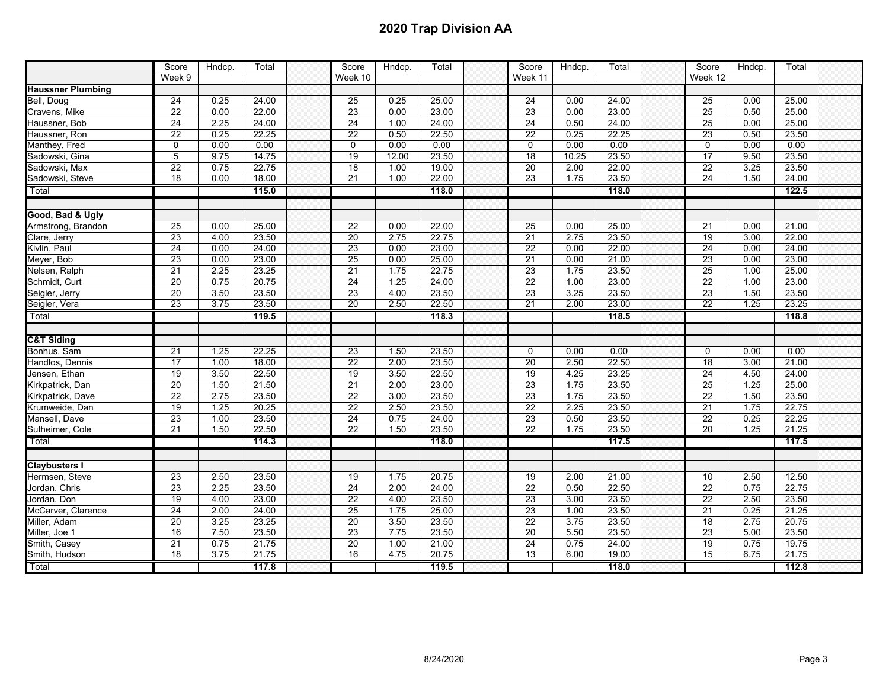# 2020 Trap Division AA

| | Score | Hndcp. | Total | | Score | Hndcp. | Total | | Score | Hndcp. | Total | | Score | Hndcp. | Total | |
|---|---|---|---|---|---|---|---|---|---|---|---|---|---|---|---|---|
| | Week 9 | | | | Week 10 | | | | Week 11 | | | | Week 12 | | | |
| **Haussner Plumbing** | | | | | | | | | | | | | | | | |
| Bell, Doug | 24 | 0.25 | 24.00 | | 25 | 0.25 | 25.00 | | 24 | 0.00 | 24.00 | | 25 | 0.00 | 25.00 | |
| Cravens, Mike | 22 | 0.00 | 22.00 | | 23 | 0.00 | 23.00 | | 23 | 0.00 | 23.00 | | 25 | 0.50 | 25.00 | |
| Haussner, Bob | 24 | 2.25 | 24.00 | | 24 | 1.00 | 24.00 | | 24 | 0.50 | 24.00 | | 25 | 0.00 | 25.00 | |
| Haussner, Ron | 22 | 0.25 | 22.25 | | 22 | 0.50 | 22.50 | | 22 | 0.25 | 22.25 | | 23 | 0.50 | 23.50 | |
| Manthey, Fred | 0 | 0.00 | 0.00 | | 0 | 0.00 | 0.00 | | 0 | 0.00 | 0.00 | | 0 | 0.00 | 0.00 | |
| Sadowski, Gina | 5 | 9.75 | 14.75 | | 19 | 12.00 | 23.50 | | 18 | 10.25 | 23.50 | | 17 | 9.50 | 23.50 | |
| Sadowski, Max | 22 | 0.75 | 22.75 | | 18 | 1.00 | 19.00 | | 20 | 2.00 | 22.00 | | 22 | 3.25 | 23.50 | |
| Sadowski, Steve | 18 | 0.00 | 18.00 | | 21 | 1.00 | 22.00 | | 23 | 1.75 | 23.50 | | 24 | 1.50 | 24.00 | |
| Total | | | **115.0** | | | | **118.0** | | | | **118.0** | | | | **122.5** | |
| | | | | | | | | | | | | | | | | |
| **Good, Bad & Ugly** | | | | | | | | | | | | | | | | |
| Armstrong, Brandon | 25 | 0.00 | 25.00 | | 22 | 0.00 | 22.00 | | 25 | 0.00 | 25.00 | | 21 | 0.00 | 21.00 | |
| Clare, Jerry | 23 | 4.00 | 23.50 | | 20 | 2.75 | 22.75 | | 21 | 2.75 | 23.50 | | 19 | 3.00 | 22.00 | |
| Kivlin, Paul | 24 | 0.00 | 24.00 | | 23 | 0.00 | 23.00 | | 22 | 0.00 | 22.00 | | 24 | 0.00 | 24.00 | |
| Meyer, Bob | 23 | 0.00 | 23.00 | | 25 | 0.00 | 25.00 | | 21 | 0.00 | 21.00 | | 23 | 0.00 | 23.00 | |
| Nelsen, Ralph | 21 | 2.25 | 23.25 | | 21 | 1.75 | 22.75 | | 23 | 1.75 | 23.50 | | 25 | 1.00 | 25.00 | |
| Schmidt, Curt | 20 | 0.75 | 20.75 | | 24 | 1.25 | 24.00 | | 22 | 1.00 | 23.00 | | 22 | 1.00 | 23.00 | |
| Seigler, Jerry | 20 | 3.50 | 23.50 | | 23 | 4.00 | 23.50 | | 23 | 3.25 | 23.50 | | 23 | 1.50 | 23.50 | |
| Seigler, Vera | 23 | 3.75 | 23.50 | | 20 | 2.50 | 22.50 | | 21 | 2.00 | 23.00 | | 22 | 1.25 | 23.25 | |
| Total | | | **119.5** | | | | **118.3** | | | | **118.5** | | | | **118.8** | |
| | | | | | | | | | | | | | | | | |
| **C&T Siding** | | | | | | | | | | | | | | | | |
| Bonhus, Sam | 21 | 1.25 | 22.25 | | 23 | 1.50 | 23.50 | | 0 | 0.00 | 0.00 | | 0 | 0.00 | 0.00 | |
| Handlos, Dennis | 17 | 1.00 | 18.00 | | 22 | 2.00 | 23.50 | | 20 | 2.50 | 22.50 | | 18 | 3.00 | 21.00 | |
| Jensen, Ethan | 19 | 3.50 | 22.50 | | 19 | 3.50 | 22.50 | | 19 | 4.25 | 23.25 | | 24 | 4.50 | 24.00 | |
| Kirkpatrick, Dan | 20 | 1.50 | 21.50 | | 21 | 2.00 | 23.00 | | 23 | 1.75 | 23.50 | | 25 | 1.25 | 25.00 | |
| Kirkpatrick, Dave | 22 | 2.75 | 23.50 | | 22 | 3.00 | 23.50 | | 23 | 1.75 | 23.50 | | 22 | 1.50 | 23.50 | |
| Krumweide, Dan | 19 | 1.25 | 20.25 | | 22 | 2.50 | 23.50 | | 22 | 2.25 | 23.50 | | 21 | 1.75 | 22.75 | |
| Mansell, Dave | 23 | 1.00 | 23.50 | | 24 | 0.75 | 24.00 | | 23 | 0.50 | 23.50 | | 22 | 0.25 | 22.25 | |
| Sutheimer, Cole | 21 | 1.50 | 22.50 | | 22 | 1.50 | 23.50 | | 22 | 1.75 | 23.50 | | 20 | 1.25 | 21.25 | |
| Total | | | **114.3** | | | | **118.0** | | | | **117.5** | | | | **117.5** | |
| | | | | | | | | | | | | | | | | |
| **Claybusters I** | | | | | | | | | | | | | | | | |
| Hermsen, Steve | 23 | 2.50 | 23.50 | | 19 | 1.75 | 20.75 | | 19 | 2.00 | 21.00 | | 10 | 2.50 | 12.50 | |
| Jordan, Chris | 23 | 2.25 | 23.50 | | 24 | 2.00 | 24.00 | | 22 | 0.50 | 22.50 | | 22 | 0.75 | 22.75 | |
| Jordan, Don | 19 | 4.00 | 23.00 | | 22 | 4.00 | 23.50 | | 23 | 3.00 | 23.50 | | 22 | 2.50 | 23.50 | |
| McCarver, Clarence | 24 | 2.00 | 24.00 | | 25 | 1.75 | 25.00 | | 23 | 1.00 | 23.50 | | 21 | 0.25 | 21.25 | |
| Miller, Adam | 20 | 3.25 | 23.25 | | 20 | 3.50 | 23.50 | | 22 | 3.75 | 23.50 | | 18 | 2.75 | 20.75 | |
| Miller, Joe 1 | 16 | 7.50 | 23.50 | | 23 | 7.75 | 23.50 | | 20 | 5.50 | 23.50 | | 23 | 5.00 | 23.50 | |
| Smith, Casey | 21 | 0.75 | 21.75 | | 20 | 1.00 | 21.00 | | 24 | 0.75 | 24.00 | | 19 | 0.75 | 19.75 | |
| Smith, Hudson | 18 | 3.75 | 21.75 | | 16 | 4.75 | 20.75 | | 13 | 6.00 | 19.00 | | 15 | 6.75 | 21.75 | |
| Total | | | **117.8** | | | | **119.5** | | | | **118.0** | | | | **112.8** | |

8/24/2020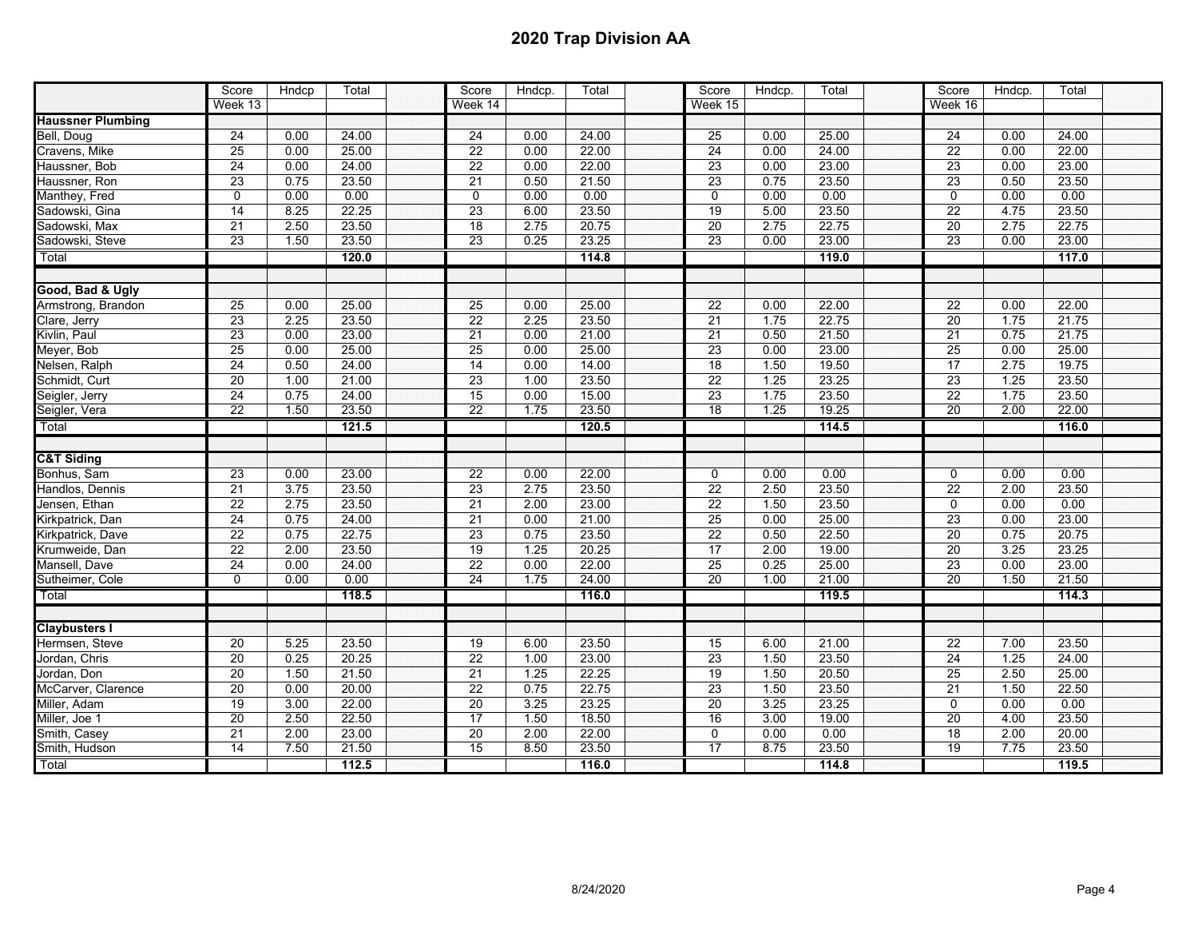# 2020 Trap Division AA

| | Score | Hndcp | Total | | Score | Hndcp. | Total | | Score | Hndcp. | Total | | Score | Hndcp. | Total | |
|---|---|---|---|---|---|---|---|---|---|---|---|---|---|---|---|---|
| | Week 13 | | | | Week 14 | | | | Week 15 | | | | Week 16 | | | |
| **Haussner Plumbing** | | | | | | | | | | | | | | | | |
| Bell, Doug | 24 | 0.00 | 24.00 | | 24 | 0.00 | 24.00 | | 25 | 0.00 | 25.00 | | 24 | 0.00 | 24.00 | |
| Cravens, Mike | 25 | 0.00 | 25.00 | | 22 | 0.00 | 22.00 | | 24 | 0.00 | 24.00 | | 22 | 0.00 | 22.00 | |
| Haussner, Bob | 24 | 0.00 | 24.00 | | 22 | 0.00 | 22.00 | | 23 | 0.00 | 23.00 | | 23 | 0.00 | 23.00 | |
| Haussner, Ron | 23 | 0.75 | 23.50 | | 21 | 0.50 | 21.50 | | 23 | 0.75 | 23.50 | | 23 | 0.50 | 23.50 | |
| Manthey, Fred | 0 | 0.00 | 0.00 | | 0 | 0.00 | 0.00 | | 0 | 0.00 | 0.00 | | 0 | 0.00 | 0.00 | |
| Sadowski, Gina | 14 | 8.25 | 22.25 | | 23 | 6.00 | 23.50 | | 19 | 5.00 | 23.50 | | 22 | 4.75 | 23.50 | |
| Sadowski, Max | 21 | 2.50 | 23.50 | | 18 | 2.75 | 20.75 | | 20 | 2.75 | 22.75 | | 20 | 2.75 | 22.75 | |
| Sadowski, Steve | 23 | 1.50 | 23.50 | | 23 | 0.25 | 23.25 | | 23 | 0.00 | 23.00 | | 23 | 0.00 | 23.00 | |
| Total | | | **120.0** | | | | **114.8** | | | | **119.0** | | | | **117.0** | |
| | | | | | | | | | | | | | | | | |
| **Good, Bad & Ugly** | | | | | | | | | | | | | | | | |
| Armstrong, Brandon | 25 | 0.00 | 25.00 | | 25 | 0.00 | 25.00 | | 22 | 0.00 | 22.00 | | 22 | 0.00 | 22.00 | |
| Clare, Jerry | 23 | 2.25 | 23.50 | | 22 | 2.25 | 23.50 | | 21 | 1.75 | 22.75 | | 20 | 1.75 | 21.75 | |
| Kivlin, Paul | 23 | 0.00 | 23.00 | | 21 | 0.00 | 21.00 | | 21 | 0.50 | 21.50 | | 21 | 0.75 | 21.75 | |
| Meyer, Bob | 25 | 0.00 | 25.00 | | 25 | 0.00 | 25.00 | | 23 | 0.00 | 23.00 | | 25 | 0.00 | 25.00 | |
| Nelsen, Ralph | 24 | 0.50 | 24.00 | | 14 | 0.00 | 14.00 | | 18 | 1.50 | 19.50 | | 17 | 2.75 | 19.75 | |
| Schmidt, Curt | 20 | 1.00 | 21.00 | | 23 | 1.00 | 23.50 | | 22 | 1.25 | 23.25 | | 23 | 1.25 | 23.50 | |
| Seigler, Jerry | 24 | 0.75 | 24.00 | | 15 | 0.00 | 15.00 | | 23 | 1.75 | 23.50 | | 22 | 1.75 | 23.50 | |
| Seigler, Vera | 22 | 1.50 | 23.50 | | 22 | 1.75 | 23.50 | | 18 | 1.25 | 19.25 | | 20 | 2.00 | 22.00 | |
| Total | | | **121.5** | | | | **120.5** | | | | **114.5** | | | | **116.0** | |
| | | | | | | | | | | | | | | | | |
| **C&T Siding** | | | | | | | | | | | | | | | | |
| Bonhus, Sam | 23 | 0.00 | 23.00 | | 22 | 0.00 | 22.00 | | 0 | 0.00 | 0.00 | | 0 | 0.00 | 0.00 | |
| Handlos, Dennis | 21 | 3.75 | 23.50 | | 23 | 2.75 | 23.50 | | 22 | 2.50 | 23.50 | | 22 | 2.00 | 23.50 | |
| Jensen, Ethan | 22 | 2.75 | 23.50 | | 21 | 2.00 | 23.00 | | 22 | 1.50 | 23.50 | | 0 | 0.00 | 0.00 | |
| Kirkpatrick, Dan | 24 | 0.75 | 24.00 | | 21 | 0.00 | 21.00 | | 25 | 0.00 | 25.00 | | 23 | 0.00 | 23.00 | |
| Kirkpatrick, Dave | 22 | 0.75 | 22.75 | | 23 | 0.75 | 23.50 | | 22 | 0.50 | 22.50 | | 20 | 0.75 | 20.75 | |
| Krumweide, Dan | 22 | 2.00 | 23.50 | | 19 | 1.25 | 20.25 | | 17 | 2.00 | 19.00 | | 20 | 3.25 | 23.25 | |
| Mansell, Dave | 24 | 0.00 | 24.00 | | 22 | 0.00 | 22.00 | | 25 | 0.25 | 25.00 | | 23 | 0.00 | 23.00 | |
| Sutheimer, Cole | 0 | 0.00 | 0.00 | | 24 | 1.75 | 24.00 | | 20 | 1.00 | 21.00 | | 20 | 1.50 | 21.50 | |
| Total | | | **118.5** | | | | **116.0** | | | | **119.5** | | | | **114.3** | |
| | | | | | | | | | | | | | | | | |
| **Claybusters I** | | | | | | | | | | | | | | | | |
| Hermsen, Steve | 20 | 5.25 | 23.50 | | 19 | 6.00 | 23.50 | | 15 | 6.00 | 21.00 | | 22 | 7.00 | 23.50 | |
| Jordan, Chris | 20 | 0.25 | 20.25 | | 22 | 1.00 | 23.00 | | 23 | 1.50 | 23.50 | | 24 | 1.25 | 24.00 | |
| Jordan, Don | 20 | 1.50 | 21.50 | | 21 | 1.25 | 22.25 | | 19 | 1.50 | 20.50 | | 25 | 2.50 | 25.00 | |
| McCarver, Clarence | 20 | 0.00 | 20.00 | | 22 | 0.75 | 22.75 | | 23 | 1.50 | 23.50 | | 21 | 1.50 | 22.50 | |
| Miller, Adam | 19 | 3.00 | 22.00 | | 20 | 3.25 | 23.25 | | 20 | 3.25 | 23.25 | | 0 | 0.00 | 0.00 | |
| Miller, Joe 1 | 20 | 2.50 | 22.50 | | 17 | 1.50 | 18.50 | | 16 | 3.00 | 19.00 | | 20 | 4.00 | 23.50 | |
| Smith, Casey | 21 | 2.00 | 23.00 | | 20 | 2.00 | 22.00 | | 0 | 0.00 | 0.00 | | 18 | 2.00 | 20.00 | |
| Smith, Hudson | 14 | 7.50 | 21.50 | | 15 | 8.50 | 23.50 | | 17 | 8.75 | 23.50 | | 19 | 7.75 | 23.50 | |
| Total | | | **112.5** | | | | **116.0** | | | | **114.8** | | | | **119.5** | |

8/24/2020